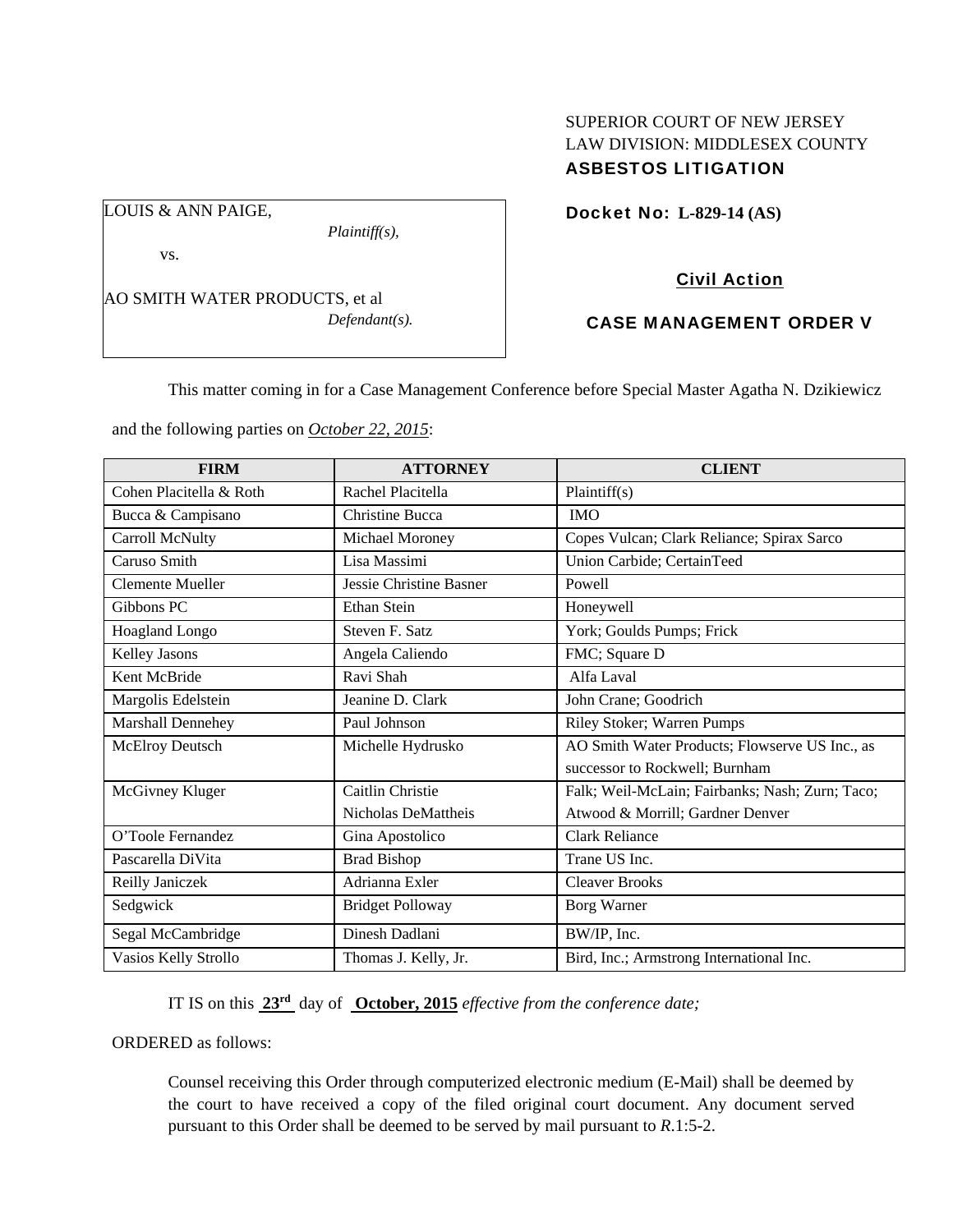SUPERIOR COURT OF NEW JERSEY
LAW DIVISION: MIDDLESEX COUNTY
**ASBESTOS LITIGATION**

LOUIS & ANN PAIGE,
*Plaintiff(s),*

vs.

AO SMITH WATER PRODUCTS, et al
*Defendant(s).*

**Docket No: L-829-14 (AS)**

**Civil Action**

**CASE MANAGEMENT ORDER V**

This matter coming in for a Case Management Conference before Special Master Agatha N. Dzikiewicz and the following parties on *October 22, 2015*:

| FIRM | ATTORNEY | CLIENT |
|---|---|---|
| Cohen Placitella & Roth | Rachel Placitella | Plaintiff(s) |
| Bucca & Campisano | Christine Bucca | IMO |
| Carroll McNulty | Michael Moroney | Copes Vulcan; Clark Reliance; Spirax Sarco |
| Caruso Smith | Lisa Massimi | Union Carbide; CertainTeed |
| Clemente Mueller | Jessie Christine Basner | Powell |
| Gibbons PC | Ethan Stein | Honeywell |
| Hoagland Longo | Steven F. Satz | York; Goulds Pumps; Frick |
| Kelley Jasons | Angela Caliendo | FMC; Square D |
| Kent McBride | Ravi Shah | Alfa Laval |
| Margolis Edelstein | Jeanine D. Clark | John Crane; Goodrich |
| Marshall Dennehey | Paul Johnson | Riley Stoker; Warren Pumps |
| McElroy Deutsch | Michelle Hydrusko | AO Smith Water Products; Flowserve US Inc., as successor to Rockwell; Burnham |
| McGivney Kluger | Caitlin Christie<br>Nicholas DeMattheis | Falk; Weil-McLain; Fairbanks; Nash; Zurn; Taco; Atwood & Morrill; Gardner Denver |
| O'Toole Fernandez | Gina Apostolico | Clark Reliance |
| Pascarella DiVita | Brad Bishop | Trane US Inc. |
| Reilly Janiczek | Adrianna Exler | Cleaver Brooks |
| Sedgwick | Bridget Polloway | Borg Warner |
| Segal McCambridge | Dinesh Dadlani | BW/IP, Inc. |
| Vasios Kelly Strollo | Thomas J. Kelly, Jr. | Bird, Inc.; Armstrong International Inc. |

IT IS on this **23rd** day of **October, 2015** *effective from the conference date;*

ORDERED as follows:

Counsel receiving this Order through computerized electronic medium (E-Mail) shall be deemed by the court to have received a copy of the filed original court document. Any document served pursuant to this Order shall be deemed to be served by mail pursuant to *R*.1:5-2.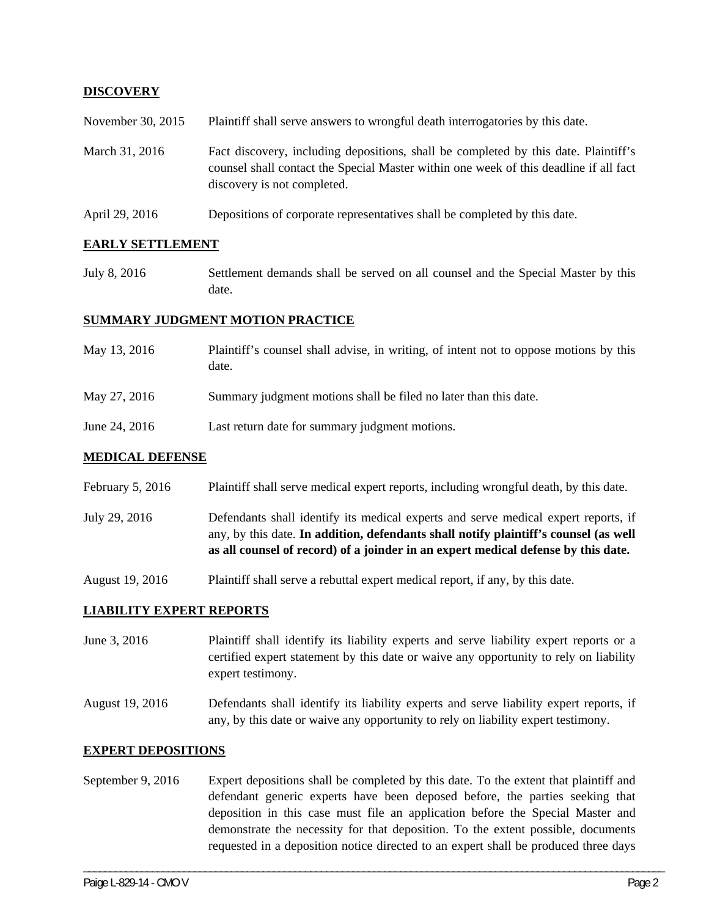## DISCOVERY

| | |
|---|---|
| November 30, 2015 | Plaintiff shall serve answers to wrongful death interrogatories by this date. |
| March 31, 2016 | Fact discovery, including depositions, shall be completed by this date. Plaintiff's counsel shall contact the Special Master within one week of this deadline if all fact discovery is not completed. |
| April 29, 2016 | Depositions of corporate representatives shall be completed by this date. |

## EARLY SETTLEMENT

| | |
|---|---|
| July 8, 2016 | Settlement demands shall be served on all counsel and the Special Master by this date. |

## SUMMARY JUDGMENT MOTION PRACTICE

| | |
|---|---|
| May 13, 2016 | Plaintiff's counsel shall advise, in writing, of intent not to oppose motions by this date. |
| May 27, 2016 | Summary judgment motions shall be filed no later than this date. |
| June 24, 2016 | Last return date for summary judgment motions. |

## MEDICAL DEFENSE

| | |
|---|---|
| February 5, 2016 | Plaintiff shall serve medical expert reports, including wrongful death, by this date. |
| July 29, 2016 | Defendants shall identify its medical experts and serve medical expert reports, if any, by this date. **In addition, defendants shall notify plaintiff's counsel (as well as all counsel of record) of a joinder in an expert medical defense by this date.** |
| August 19, 2016 | Plaintiff shall serve a rebuttal expert medical report, if any, by this date. |

## LIABILITY EXPERT REPORTS

| | |
|---|---|
| June 3, 2016 | Plaintiff shall identify its liability experts and serve liability expert reports or a certified expert statement by this date or waive any opportunity to rely on liability expert testimony. |
| August 19, 2016 | Defendants shall identify its liability experts and serve liability expert reports, if any, by this date or waive any opportunity to rely on liability expert testimony. |

## EXPERT DEPOSITIONS

| | |
|---|---|
| September 9, 2016 | Expert depositions shall be completed by this date. To the extent that plaintiff and defendant generic experts have been deposed before, the parties seeking that deposition in this case must file an application before the Special Master and demonstrate the necessity for that deposition. To the extent possible, documents requested in a deposition notice directed to an expert shall be produced three days |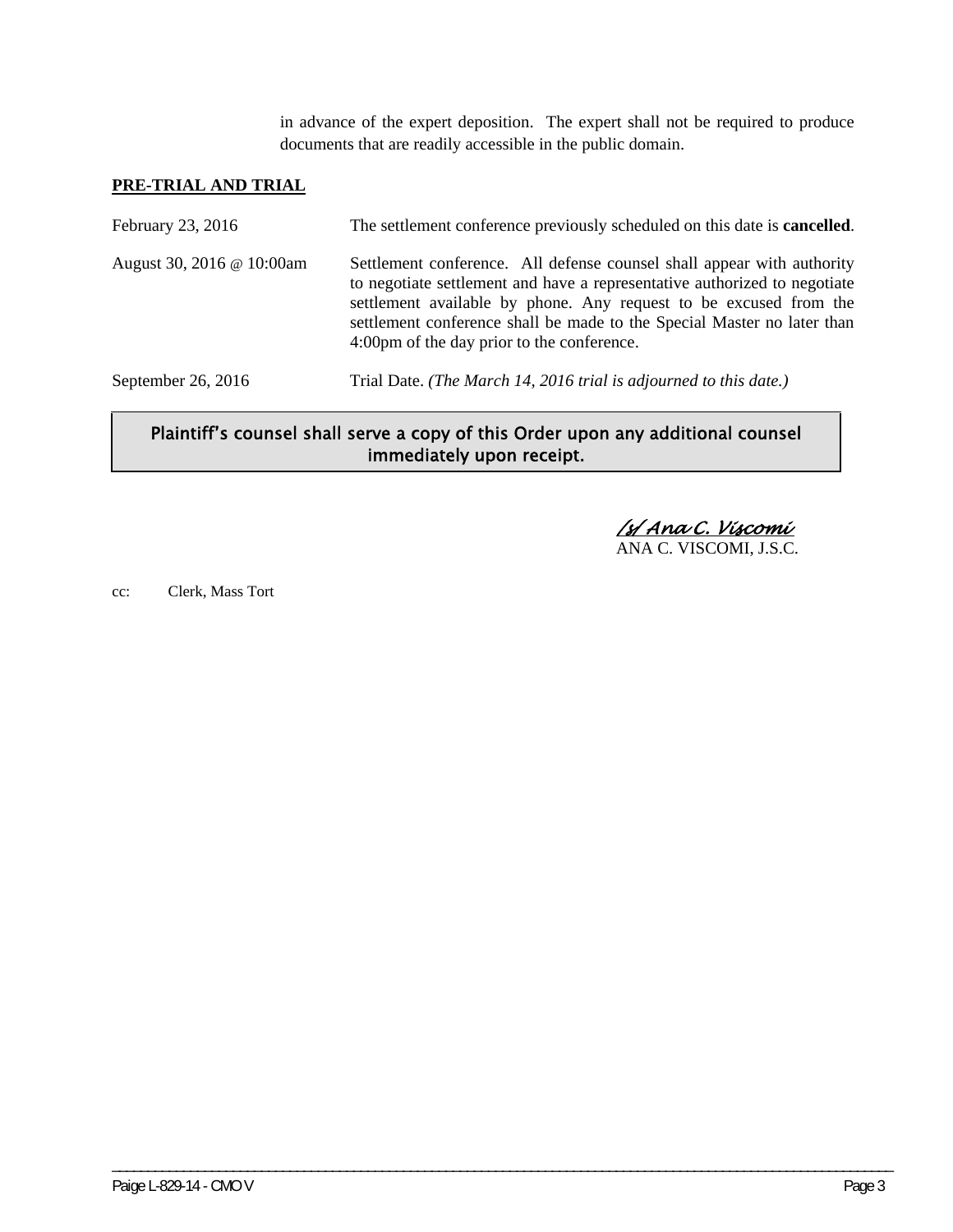in advance of the expert deposition. The expert shall not be required to produce documents that are readily accessible in the public domain.

**PRE-TRIAL AND TRIAL**

| | |
|---|---|
| February 23, 2016 | The settlement conference previously scheduled on this date is **cancelled**. |
| August 30, 2016 @ 10:00am | Settlement conference. All defense counsel shall appear with authority to negotiate settlement and have a representative authorized to negotiate settlement available by phone. Any request to be excused from the settlement conference shall be made to the Special Master no later than 4:00pm of the day prior to the conference. |
| September 26, 2016 | Trial Date. *(The March 14, 2016 trial is adjourned to this date.)* |

**Plaintiff's counsel shall serve a copy of this Order upon any additional counsel immediately upon receipt.**

*/s/ Ana C. Viscomi*
ANA C. VISCOMI, J.S.C.

cc: Clerk, Mass Tort